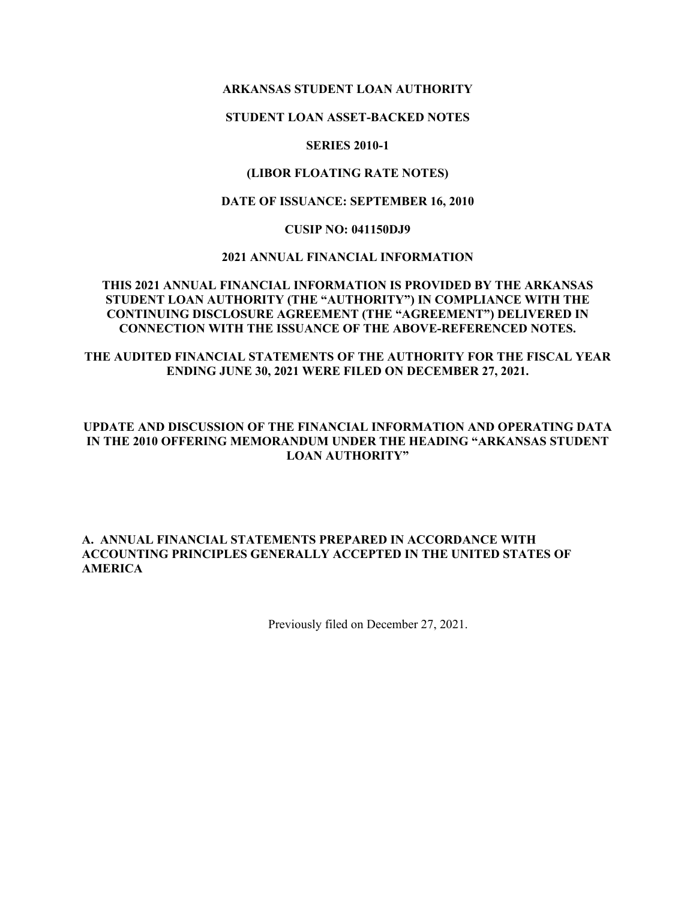**ARKANSAS STUDENT LOAN AUTHORITY**

**STUDENT LOAN ASSET-BACKED NOTES**

**SERIES 2010-1**

**(LIBOR FLOATING RATE NOTES)**

**DATE OF ISSUANCE: SEPTEMBER 16, 2010**

**CUSIP NO: 041150DJ9**

**2021 ANNUAL FINANCIAL INFORMATION**

**THIS 2021 ANNUAL FINANCIAL INFORMATION IS PROVIDED BY THE ARKANSAS STUDENT LOAN AUTHORITY (THE "AUTHORITY") IN COMPLIANCE WITH THE CONTINUING DISCLOSURE AGREEMENT (THE "AGREEMENT") DELIVERED IN CONNECTION WITH THE ISSUANCE OF THE ABOVE-REFERENCED NOTES.**

**THE AUDITED FINANCIAL STATEMENTS OF THE AUTHORITY FOR THE FISCAL YEAR ENDING JUNE 30, 2021 WERE FILED ON DECEMBER 27, 2021.**

**UPDATE AND DISCUSSION OF THE FINANCIAL INFORMATION AND OPERATING DATA IN THE 2010 OFFERING MEMORANDUM UNDER THE HEADING "ARKANSAS STUDENT LOAN AUTHORITY"**

**A. ANNUAL FINANCIAL STATEMENTS PREPARED IN ACCORDANCE WITH ACCOUNTING PRINCIPLES GENERALLY ACCEPTED IN THE UNITED STATES OF AMERICA**

Previously filed on December 27, 2021.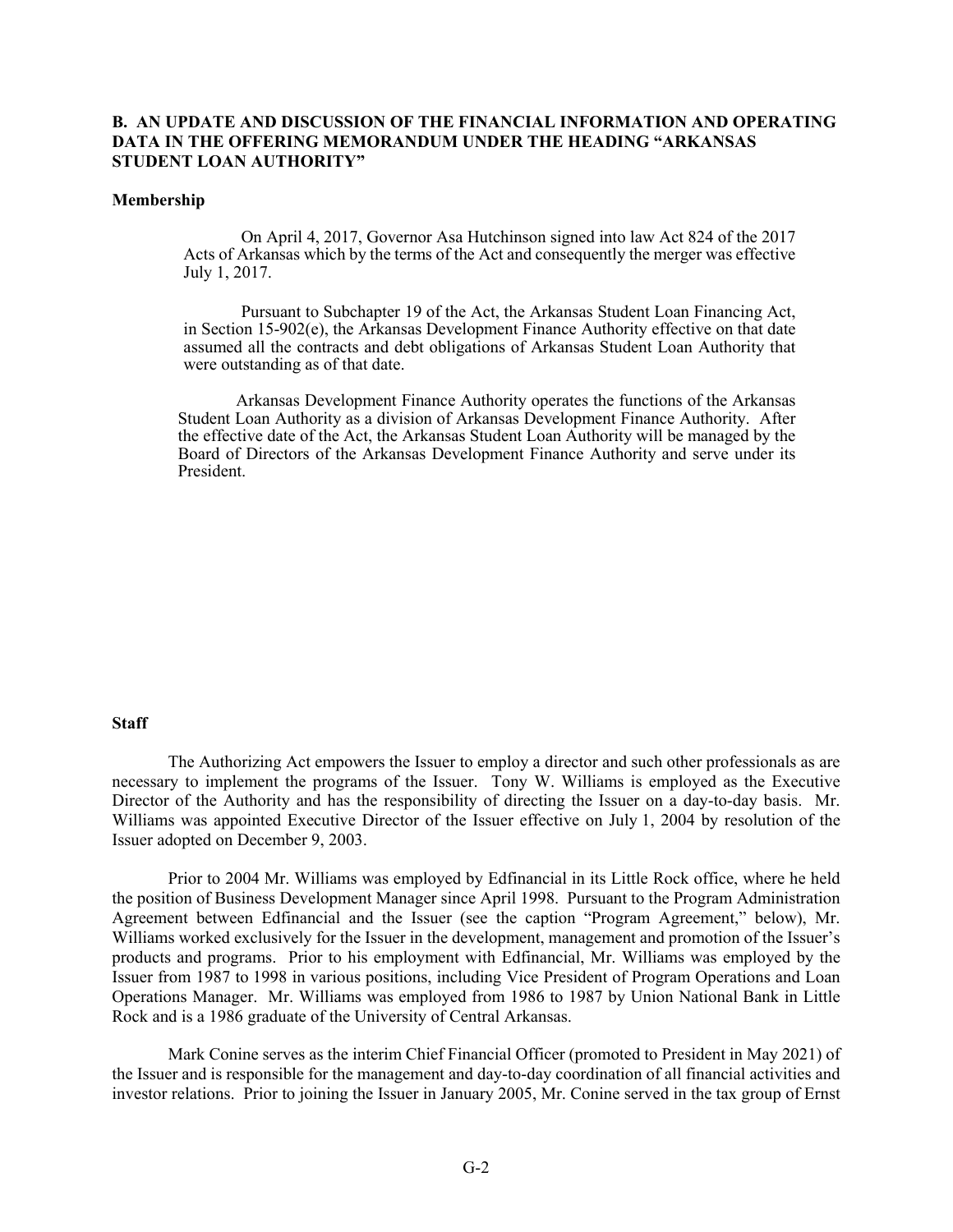## B. AN UPDATE AND DISCUSSION OF THE FINANCIAL INFORMATION AND OPERATING DATA IN THE OFFERING MEMORANDUM UNDER THE HEADING "ARKANSAS STUDENT LOAN AUTHORITY"

### Membership

> On April 4, 2017, Governor Asa Hutchinson signed into law Act 824 of the 2017 Acts of Arkansas which by the terms of the Act and consequently the merger was effective July 1, 2017.
>
> Pursuant to Subchapter 19 of the Act, the Arkansas Student Loan Financing Act, in Section 15-902(e), the Arkansas Development Finance Authority effective on that date assumed all the contracts and debt obligations of Arkansas Student Loan Authority that were outstanding as of that date.
>
> Arkansas Development Finance Authority operates the functions of the Arkansas Student Loan Authority as a division of Arkansas Development Finance Authority. After the effective date of the Act, the Arkansas Student Loan Authority will be managed by the Board of Directors of the Arkansas Development Finance Authority and serve under its President.

### Staff

The Authorizing Act empowers the Issuer to employ a director and such other professionals as are necessary to implement the programs of the Issuer. Tony W. Williams is employed as the Executive Director of the Authority and has the responsibility of directing the Issuer on a day-to-day basis. Mr. Williams was appointed Executive Director of the Issuer effective on July 1, 2004 by resolution of the Issuer adopted on December 9, 2003.

Prior to 2004 Mr. Williams was employed by Edfinancial in its Little Rock office, where he held the position of Business Development Manager since April 1998. Pursuant to the Program Administration Agreement between Edfinancial and the Issuer (see the caption "Program Agreement," below), Mr. Williams worked exclusively for the Issuer in the development, management and promotion of the Issuer's products and programs. Prior to his employment with Edfinancial, Mr. Williams was employed by the Issuer from 1987 to 1998 in various positions, including Vice President of Program Operations and Loan Operations Manager. Mr. Williams was employed from 1986 to 1987 by Union National Bank in Little Rock and is a 1986 graduate of the University of Central Arkansas.

Mark Conine serves as the interim Chief Financial Officer (promoted to President in May 2021) of the Issuer and is responsible for the management and day-to-day coordination of all financial activities and investor relations. Prior to joining the Issuer in January 2005, Mr. Conine served in the tax group of Ernst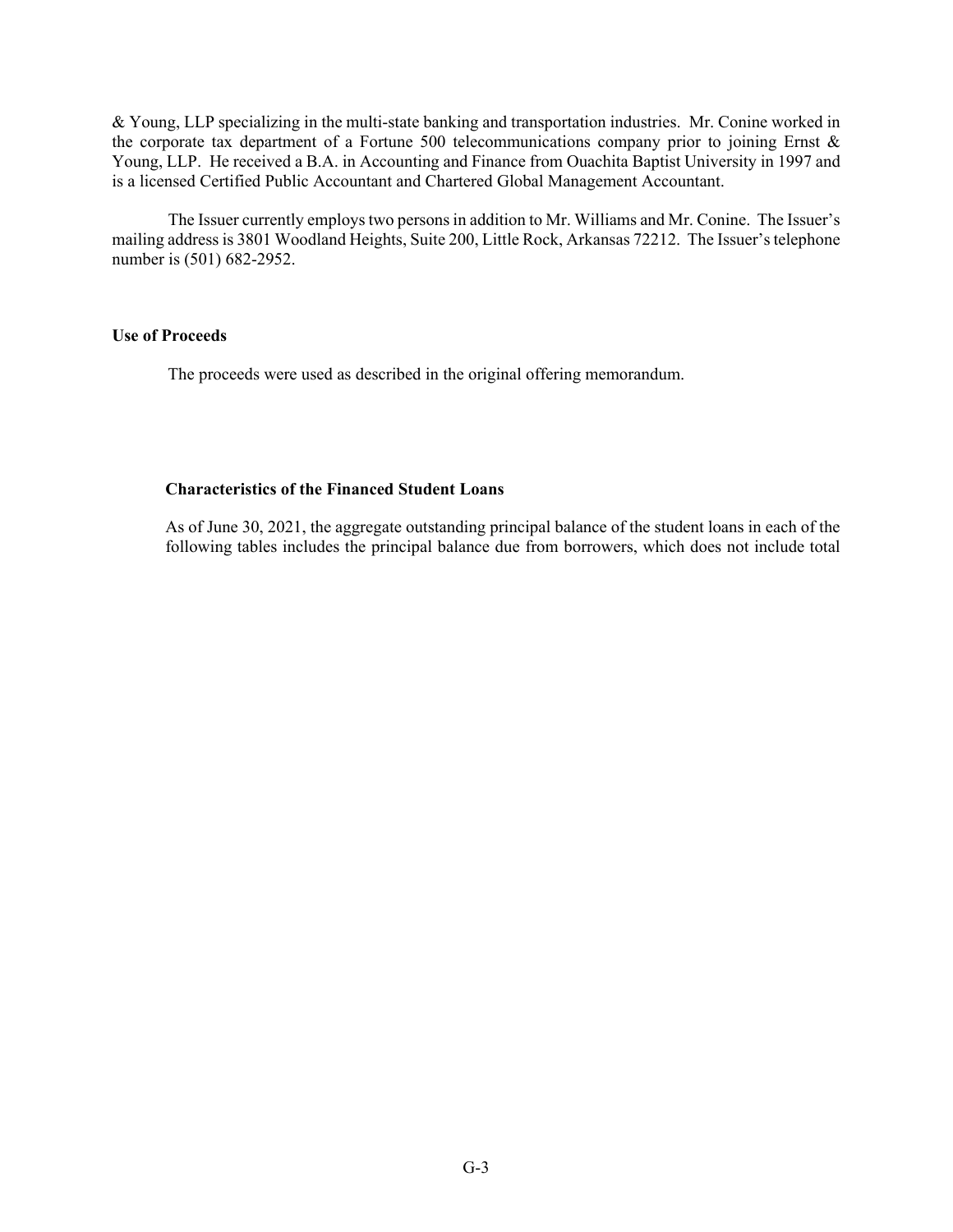& Young, LLP specializing in the multi-state banking and transportation industries. Mr. Conine worked in the corporate tax department of a Fortune 500 telecommunications company prior to joining Ernst & Young, LLP. He received a B.A. in Accounting and Finance from Ouachita Baptist University in 1997 and is a licensed Certified Public Accountant and Chartered Global Management Accountant.

The Issuer currently employs two persons in addition to Mr. Williams and Mr. Conine. The Issuer's mailing address is 3801 Woodland Heights, Suite 200, Little Rock, Arkansas 72212. The Issuer's telephone number is (501) 682-2952.

**Use of Proceeds**

The proceeds were used as described in the original offering memorandum.

**Characteristics of the Financed Student Loans**

As of June 30, 2021, the aggregate outstanding principal balance of the student loans in each of the following tables includes the principal balance due from borrowers, which does not include total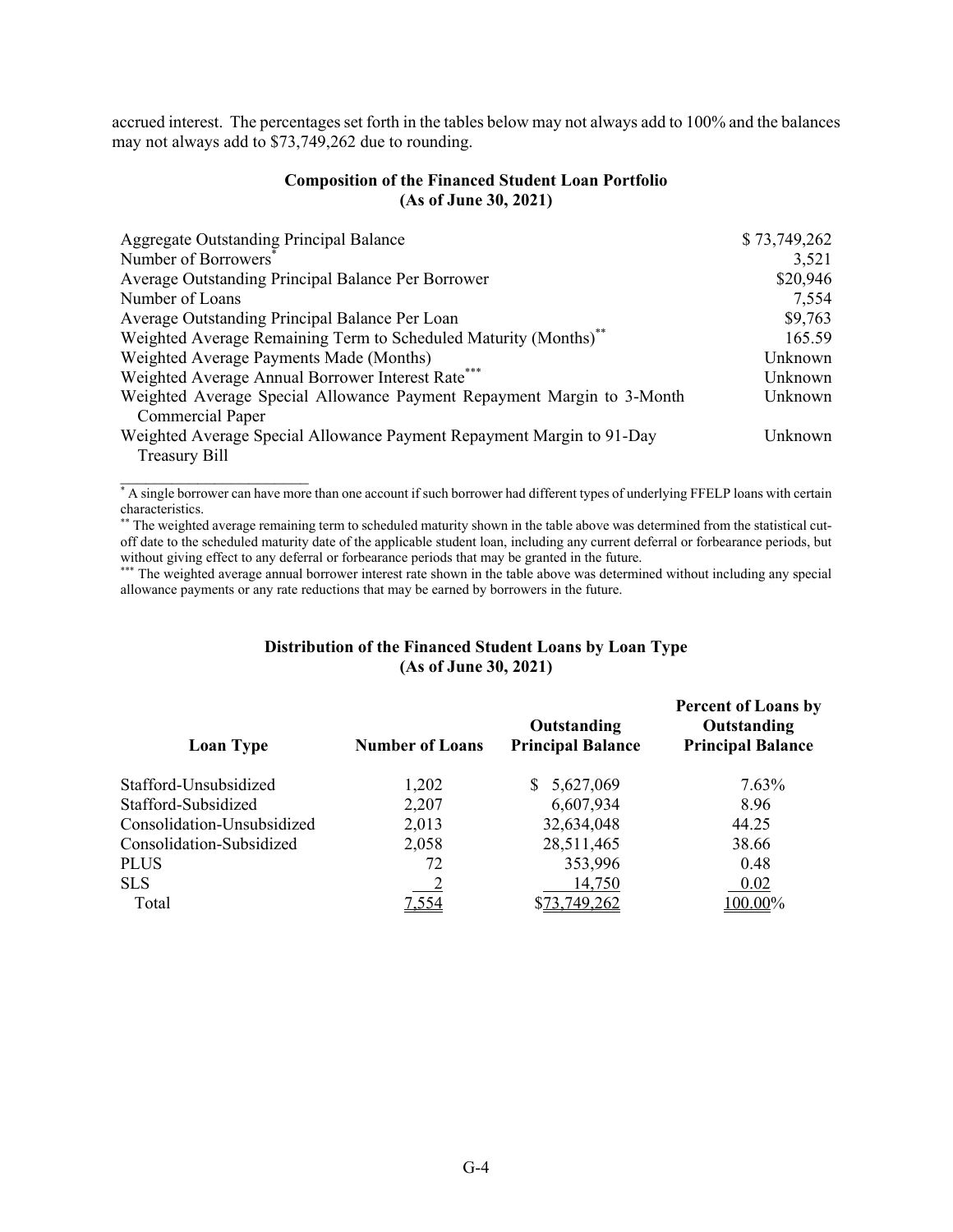accrued interest. The percentages set forth in the tables below may not always add to 100% and the balances may not always add to $73,749,262 due to rounding.

**Composition of the Financed Student Loan Portfolio**
**(As of June 30, 2021)**

| | |
|---|---|
| Aggregate Outstanding Principal Balance | $ 73,749,262 |
| Number of Borrowers* | 3,521 |
| Average Outstanding Principal Balance Per Borrower | $20,946 |
| Number of Loans | 7,554 |
| Average Outstanding Principal Balance Per Loan | $9,763 |
| Weighted Average Remaining Term to Scheduled Maturity (Months)** | 165.59 |
| Weighted Average Payments Made (Months) | Unknown |
| Weighted Average Annual Borrower Interest Rate*** | Unknown |
| Weighted Average Special Allowance Payment Repayment Margin to 3-Month Commercial Paper | Unknown |
| Weighted Average Special Allowance Payment Repayment Margin to 91-Day Treasury Bill | Unknown |

\* A single borrower can have more than one account if such borrower had different types of underlying FFELP loans with certain characteristics.

\*\* The weighted average remaining term to scheduled maturity shown in the table above was determined from the statistical cut-off date to the scheduled maturity date of the applicable student loan, including any current deferral or forbearance periods, but without giving effect to any deferral or forbearance periods that may be granted in the future.

\*\*\* The weighted average annual borrower interest rate shown in the table above was determined without including any special allowance payments or any rate reductions that may be earned by borrowers in the future.

**Distribution of the Financed Student Loans by Loan Type**
**(As of June 30, 2021)**

| Loan Type | Number of Loans | Outstanding Principal Balance | Percent of Loans by Outstanding Principal Balance |
|---|---|---|---|
| Stafford-Unsubsidized | 1,202 | $ 5,627,069 | 7.63% |
| Stafford-Subsidized | 2,207 | 6,607,934 | 8.96 |
| Consolidation-Unsubsidized | 2,013 | 32,634,048 | 44.25 |
| Consolidation-Subsidized | 2,058 | 28,511,465 | 38.66 |
| PLUS | 72 | 353,996 | 0.48 |
| SLS | 2 | 14,750 | 0.02 |
| Total | 7,554 | $73,749,262 | 100.00% |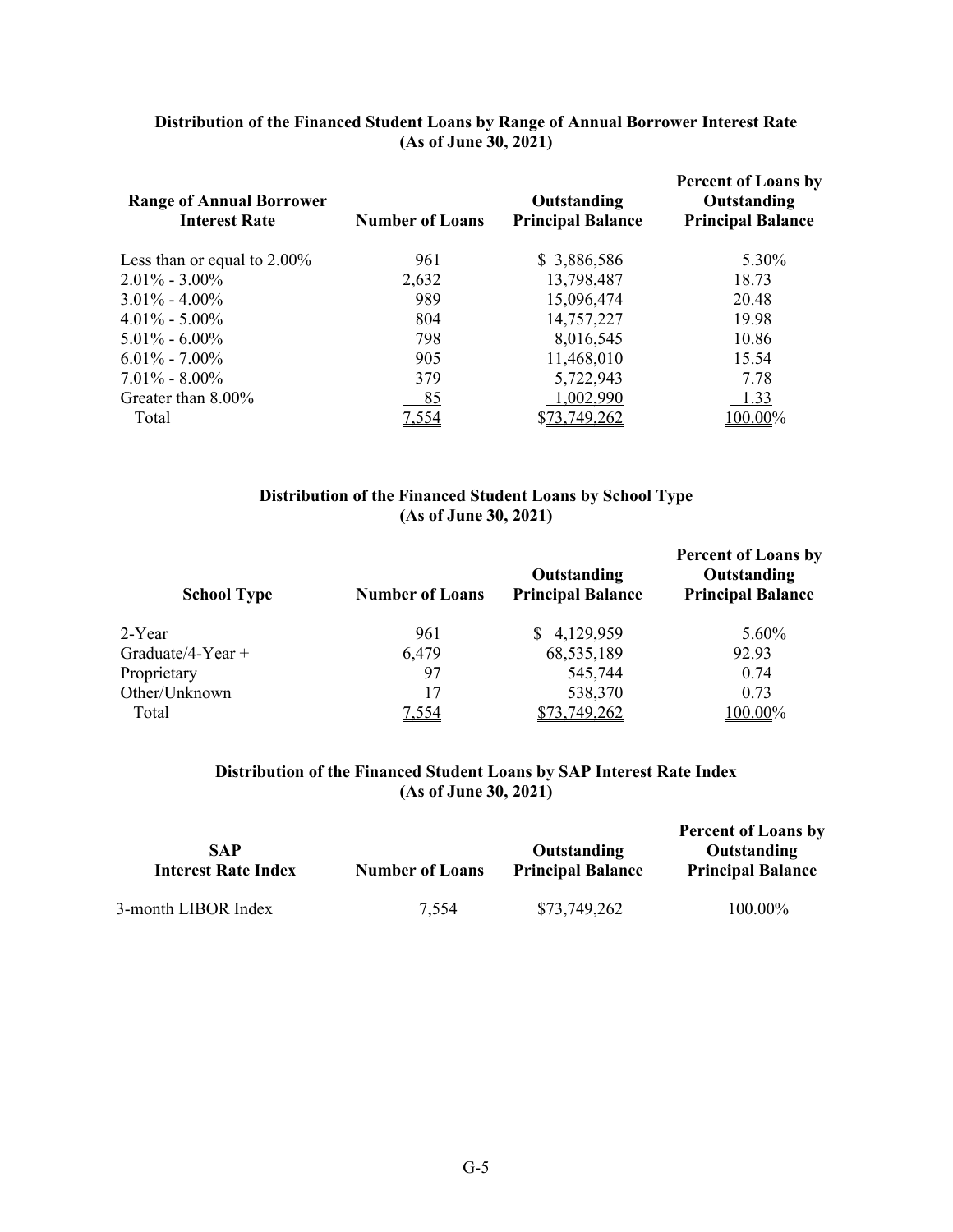**Distribution of the Financed Student Loans by Range of Annual Borrower Interest Rate**
**(As of June 30, 2021)**

| Range of Annual Borrower Interest Rate | Number of Loans | Outstanding Principal Balance | Percent of Loans by Outstanding Principal Balance |
|---|---|---|---|
| Less than or equal to 2.00% | 961 | $ 3,886,586 | 5.30% |
| 2.01% - 3.00% | 2,632 | 13,798,487 | 18.73 |
| 3.01% - 4.00% | 989 | 15,096,474 | 20.48 |
| 4.01% - 5.00% | 804 | 14,757,227 | 19.98 |
| 5.01% - 6.00% | 798 | 8,016,545 | 10.86 |
| 6.01% - 7.00% | 905 | 11,468,010 | 15.54 |
| 7.01% - 8.00% | 379 | 5,722,943 | 7.78 |
| Greater than 8.00% | 85 | 1,002,990 | 1.33 |
| Total | 7,554 | $73,749,262 | 100.00% |

**Distribution of the Financed Student Loans by School Type**
**(As of June 30, 2021)**

| School Type | Number of Loans | Outstanding Principal Balance | Percent of Loans by Outstanding Principal Balance |
|---|---|---|---|
| 2-Year | 961 | $ 4,129,959 | 5.60% |
| Graduate/4-Year + | 6,479 | 68,535,189 | 92.93 |
| Proprietary | 97 | 545,744 | 0.74 |
| Other/Unknown | 17 | 538,370 | 0.73 |
| Total | 7,554 | $73,749,262 | 100.00% |

**Distribution of the Financed Student Loans by SAP Interest Rate Index**
**(As of June 30, 2021)**

| SAP Interest Rate Index | Number of Loans | Outstanding Principal Balance | Percent of Loans by Outstanding Principal Balance |
|---|---|---|---|
| 3-month LIBOR Index | 7,554 | $73,749,262 | 100.00% |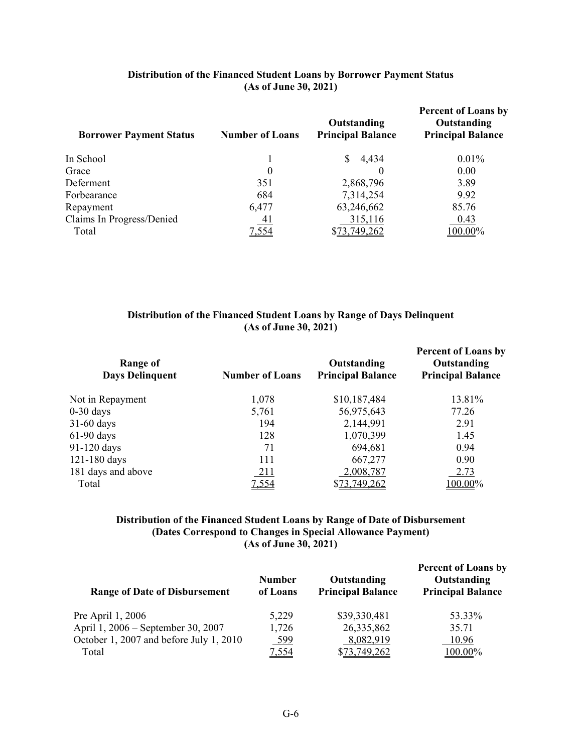**Distribution of the Financed Student Loans by Borrower Payment Status (As of June 30, 2021)**

| Borrower Payment Status | Number of Loans | Outstanding Principal Balance | Percent of Loans by Outstanding Principal Balance |
|---|---|---|---|
| In School | 1 | $ 4,434 | 0.01% |
| Grace | 0 | 0 | 0.00 |
| Deferment | 351 | 2,868,796 | 3.89 |
| Forbearance | 684 | 7,314,254 | 9.92 |
| Repayment | 6,477 | 63,246,662 | 85.76 |
| Claims In Progress/Denied | 41 | 315,116 | 0.43 |
| Total | 7,554 | $73,749,262 | 100.00% |

**Distribution of the Financed Student Loans by Range of Days Delinquent (As of June 30, 2021)**

| Range of Days Delinquent | Number of Loans | Outstanding Principal Balance | Percent of Loans by Outstanding Principal Balance |
|---|---|---|---|
| Not in Repayment | 1,078 | $10,187,484 | 13.81% |
| 0-30 days | 5,761 | 56,975,643 | 77.26 |
| 31-60 days | 194 | 2,144,991 | 2.91 |
| 61-90 days | 128 | 1,070,399 | 1.45 |
| 91-120 days | 71 | 694,681 | 0.94 |
| 121-180 days | 111 | 667,277 | 0.90 |
| 181 days and above | 211 | 2,008,787 | 2.73 |
| Total | 7,554 | $73,749,262 | 100.00% |

**Distribution of the Financed Student Loans by Range of Date of Disbursement (Dates Correspond to Changes in Special Allowance Payment) (As of June 30, 2021)**

| Range of Date of Disbursement | Number of Loans | Outstanding Principal Balance | Percent of Loans by Outstanding Principal Balance |
|---|---|---|---|
| Pre April 1, 2006 | 5,229 | $39,330,481 | 53.33% |
| April 1, 2006 – September 30, 2007 | 1,726 | 26,335,862 | 35.71 |
| October 1, 2007 and before July 1, 2010 | 599 | 8,082,919 | 10.96 |
| Total | 7,554 | $73,749,262 | 100.00% |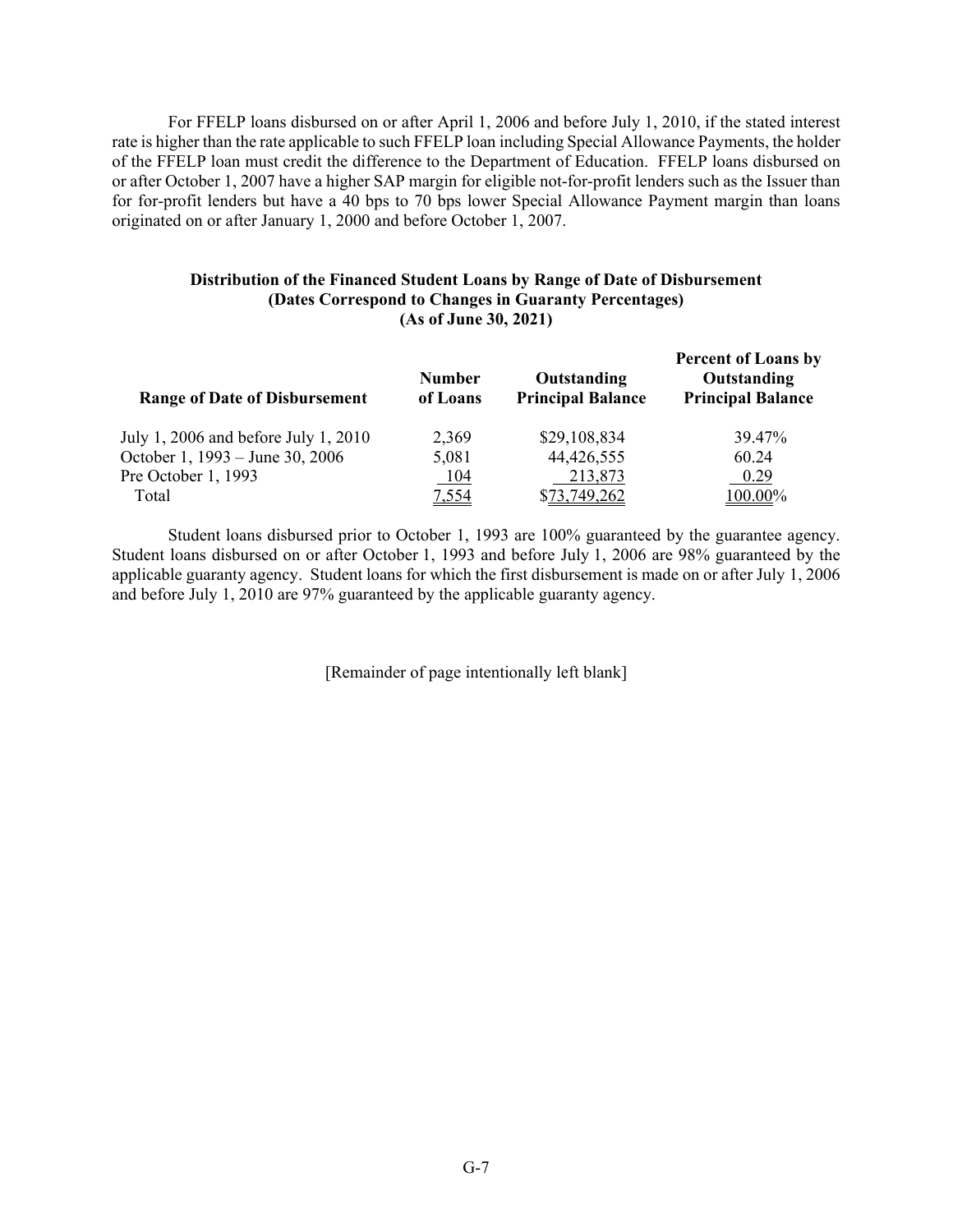For FFELP loans disbursed on or after April 1, 2006 and before July 1, 2010, if the stated interest rate is higher than the rate applicable to such FFELP loan including Special Allowance Payments, the holder of the FFELP loan must credit the difference to the Department of Education. FFELP loans disbursed on or after October 1, 2007 have a higher SAP margin for eligible not-for-profit lenders such as the Issuer than for for-profit lenders but have a 40 bps to 70 bps lower Special Allowance Payment margin than loans originated on or after January 1, 2000 and before October 1, 2007.

**Distribution of the Financed Student Loans by Range of Date of Disbursement**
**(Dates Correspond to Changes in Guaranty Percentages)**
**(As of June 30, 2021)**

| Range of Date of Disbursement | Number of Loans | Outstanding Principal Balance | Percent of Loans by Outstanding Principal Balance |
|---|---|---|---|
| July 1, 2006 and before July 1, 2010 | 2,369 | $29,108,834 | 39.47% |
| October 1, 1993 – June 30, 2006 | 5,081 | 44,426,555 | 60.24 |
| Pre October 1, 1993 | 104 | 213,873 | 0.29 |
| Total | 7,554 | $73,749,262 | 100.00% |

Student loans disbursed prior to October 1, 1993 are 100% guaranteed by the guarantee agency. Student loans disbursed on or after October 1, 1993 and before July 1, 2006 are 98% guaranteed by the applicable guaranty agency. Student loans for which the first disbursement is made on or after July 1, 2006 and before July 1, 2010 are 97% guaranteed by the applicable guaranty agency.

[Remainder of page intentionally left blank]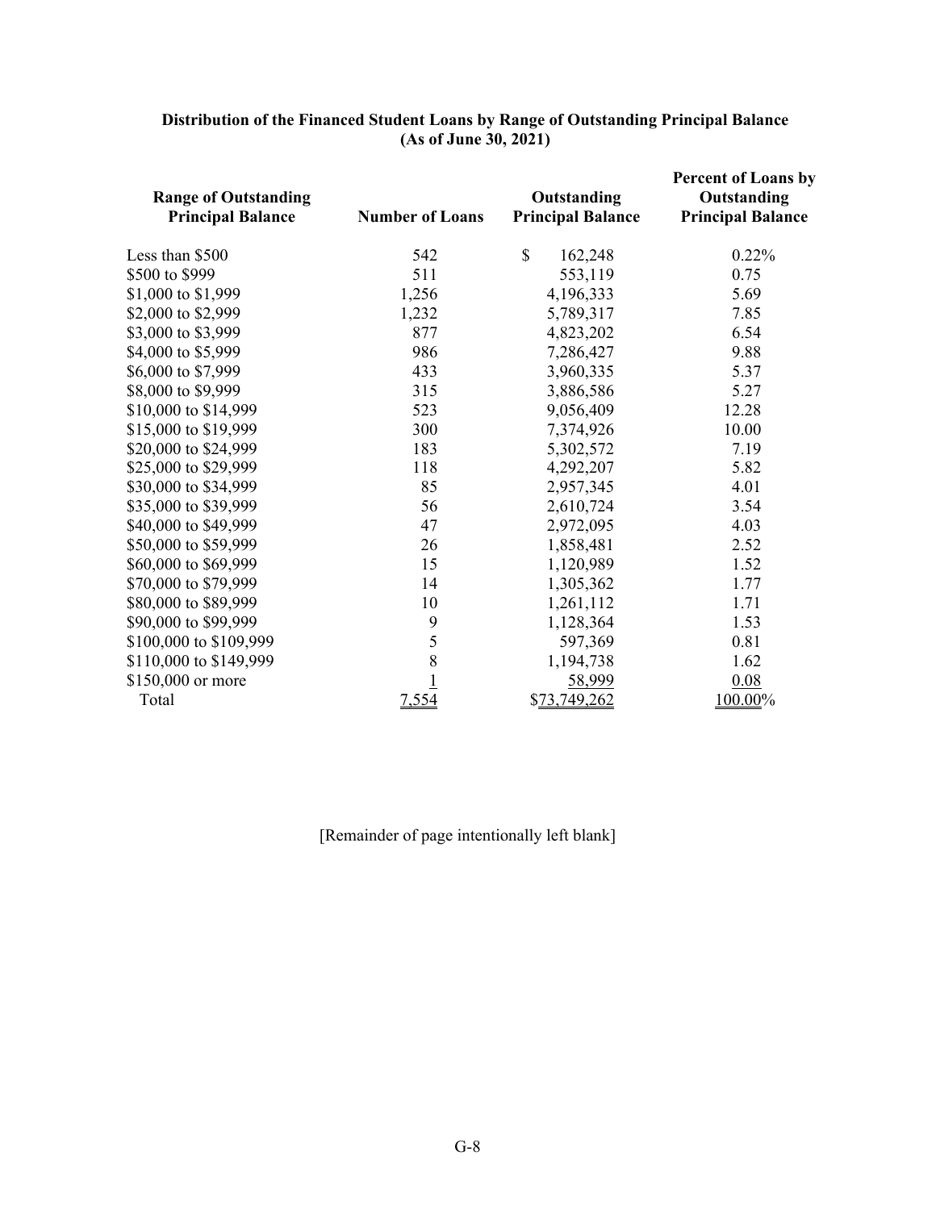**Distribution of the Financed Student Loans by Range of Outstanding Principal Balance (As of June 30, 2021)**

| Range of Outstanding Principal Balance | Number of Loans | Outstanding Principal Balance | Percent of Loans by Outstanding Principal Balance |
|---|---|---|---|
| Less than $500 | 542 | $ 162,248 | 0.22% |
| $500 to $999 | 511 | 553,119 | 0.75 |
| $1,000 to $1,999 | 1,256 | 4,196,333 | 5.69 |
| $2,000 to $2,999 | 1,232 | 5,789,317 | 7.85 |
| $3,000 to $3,999 | 877 | 4,823,202 | 6.54 |
| $4,000 to $5,999 | 986 | 7,286,427 | 9.88 |
| $6,000 to $7,999 | 433 | 3,960,335 | 5.37 |
| $8,000 to $9,999 | 315 | 3,886,586 | 5.27 |
| $10,000 to $14,999 | 523 | 9,056,409 | 12.28 |
| $15,000 to $19,999 | 300 | 7,374,926 | 10.00 |
| $20,000 to $24,999 | 183 | 5,302,572 | 7.19 |
| $25,000 to $29,999 | 118 | 4,292,207 | 5.82 |
| $30,000 to $34,999 | 85 | 2,957,345 | 4.01 |
| $35,000 to $39,999 | 56 | 2,610,724 | 3.54 |
| $40,000 to $49,999 | 47 | 2,972,095 | 4.03 |
| $50,000 to $59,999 | 26 | 1,858,481 | 2.52 |
| $60,000 to $69,999 | 15 | 1,120,989 | 1.52 |
| $70,000 to $79,999 | 14 | 1,305,362 | 1.77 |
| $80,000 to $89,999 | 10 | 1,261,112 | 1.71 |
| $90,000 to $99,999 | 9 | 1,128,364 | 1.53 |
| $100,000 to $109,999 | 5 | 597,369 | 0.81 |
| $110,000 to $149,999 | 8 | 1,194,738 | 1.62 |
| $150,000 or more | 1 | 58,999 | 0.08 |
| Total | 7,554 | $73,749,262 | 100.00% |

[Remainder of page intentionally left blank]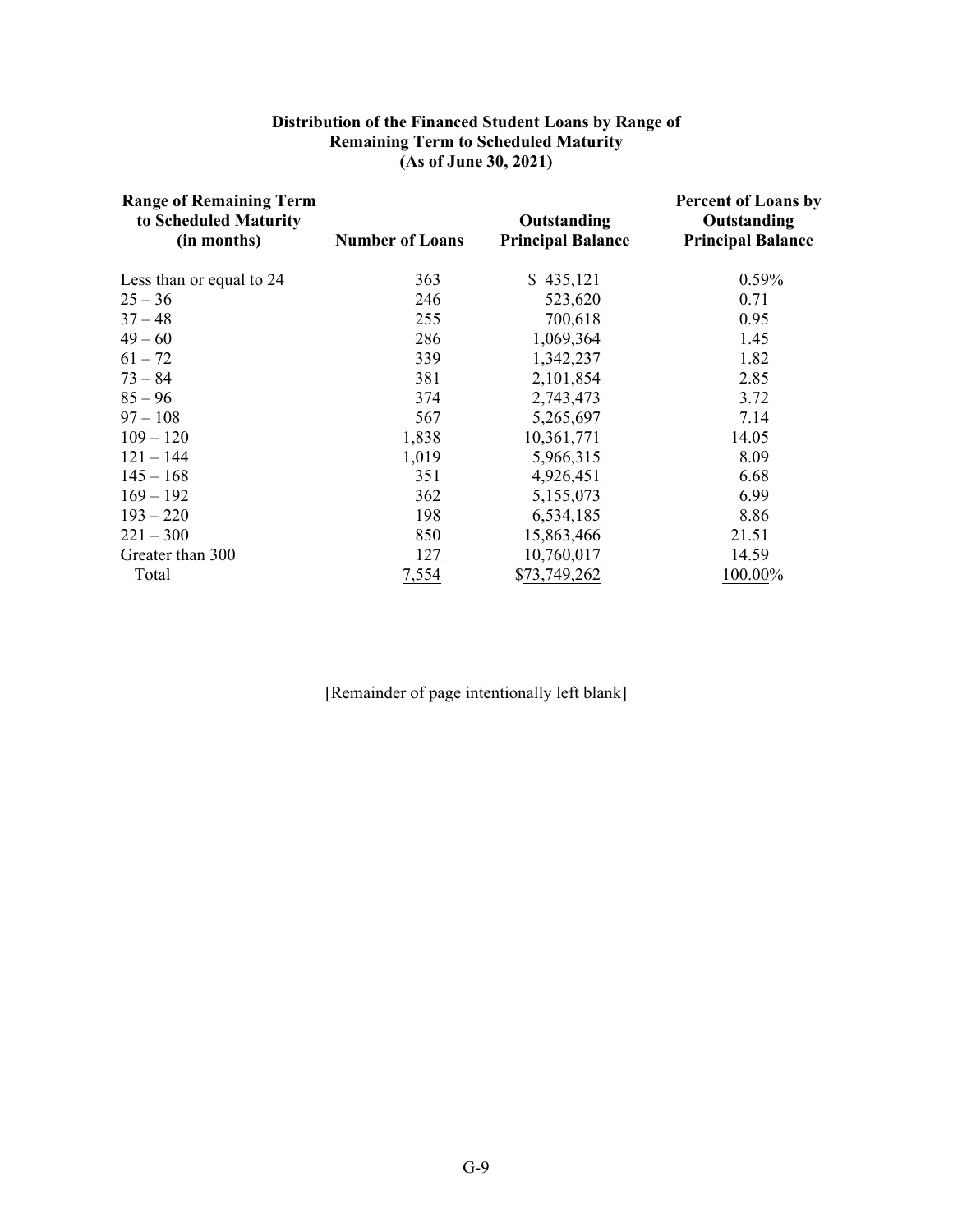### Distribution of the Financed Student Loans by Range of Remaining Term to Scheduled Maturity (As of June 30, 2021)

| Range of Remaining Term to Scheduled Maturity (in months) | Number of Loans | Outstanding Principal Balance | Percent of Loans by Outstanding Principal Balance |
|---|---|---|---|
| Less than or equal to 24 | 363 | $ 435,121 | 0.59% |
| 25 – 36 | 246 | 523,620 | 0.71 |
| 37 – 48 | 255 | 700,618 | 0.95 |
| 49 – 60 | 286 | 1,069,364 | 1.45 |
| 61 – 72 | 339 | 1,342,237 | 1.82 |
| 73 – 84 | 381 | 2,101,854 | 2.85 |
| 85 – 96 | 374 | 2,743,473 | 3.72 |
| 97 – 108 | 567 | 5,265,697 | 7.14 |
| 109 – 120 | 1,838 | 10,361,771 | 14.05 |
| 121 – 144 | 1,019 | 5,966,315 | 8.09 |
| 145 – 168 | 351 | 4,926,451 | 6.68 |
| 169 – 192 | 362 | 5,155,073 | 6.99 |
| 193 – 220 | 198 | 6,534,185 | 8.86 |
| 221 – 300 | 850 | 15,863,466 | 21.51 |
| Greater than 300 | 127 | 10,760,017 | 14.59 |
| Total | 7,554 | $73,749,262 | 100.00% |

[Remainder of page intentionally left blank]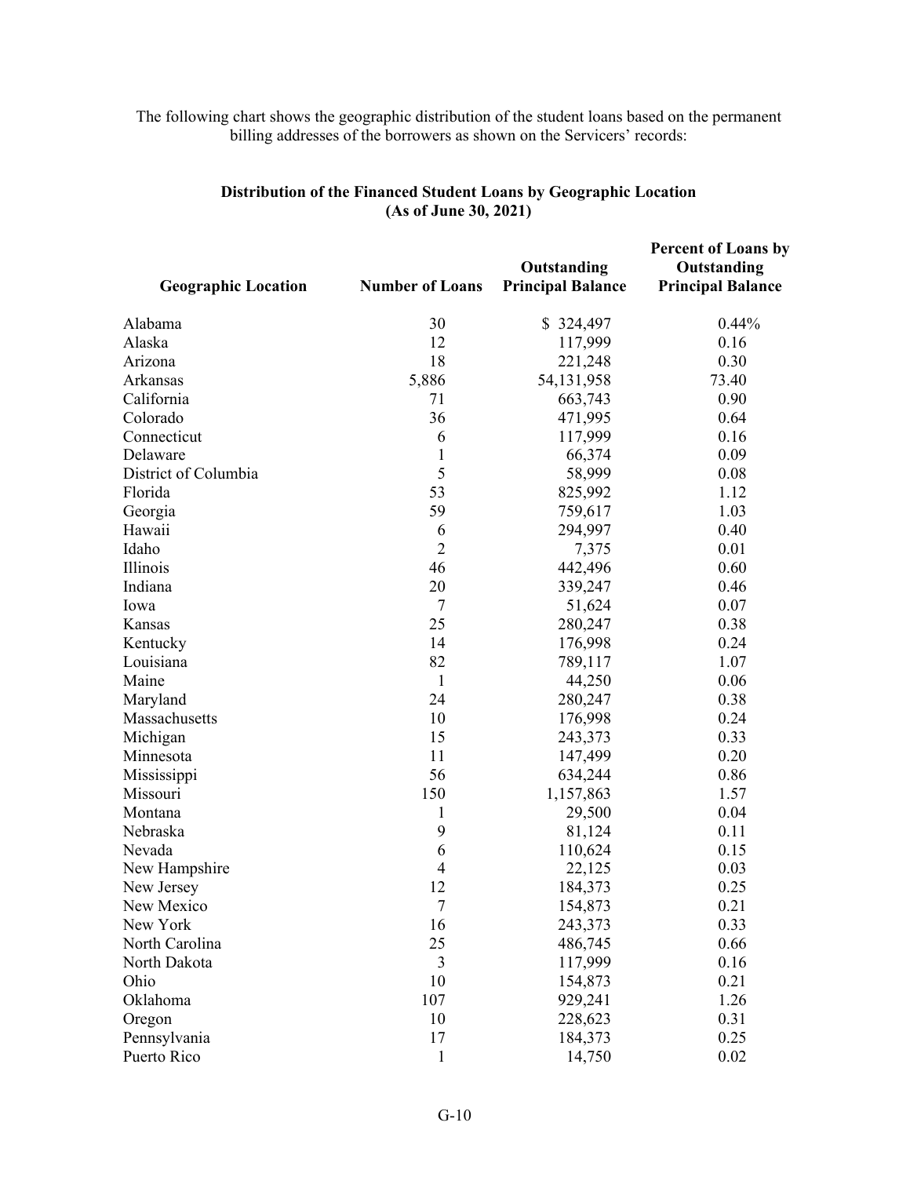The following chart shows the geographic distribution of the student loans based on the permanent billing addresses of the borrowers as shown on the Servicers' records:

**Distribution of the Financed Student Loans by Geographic Location (As of June 30, 2021)**

| Geographic Location | Number of Loans | Outstanding Principal Balance | Percent of Loans by Outstanding Principal Balance |
|---|---|---|---|
| Alabama | 30 | $ 324,497 | 0.44% |
| Alaska | 12 | 117,999 | 0.16 |
| Arizona | 18 | 221,248 | 0.30 |
| Arkansas | 5,886 | 54,131,958 | 73.40 |
| California | 71 | 663,743 | 0.90 |
| Colorado | 36 | 471,995 | 0.64 |
| Connecticut | 6 | 117,999 | 0.16 |
| Delaware | 1 | 66,374 | 0.09 |
| District of Columbia | 5 | 58,999 | 0.08 |
| Florida | 53 | 825,992 | 1.12 |
| Georgia | 59 | 759,617 | 1.03 |
| Hawaii | 6 | 294,997 | 0.40 |
| Idaho | 2 | 7,375 | 0.01 |
| Illinois | 46 | 442,496 | 0.60 |
| Indiana | 20 | 339,247 | 0.46 |
| Iowa | 7 | 51,624 | 0.07 |
| Kansas | 25 | 280,247 | 0.38 |
| Kentucky | 14 | 176,998 | 0.24 |
| Louisiana | 82 | 789,117 | 1.07 |
| Maine | 1 | 44,250 | 0.06 |
| Maryland | 24 | 280,247 | 0.38 |
| Massachusetts | 10 | 176,998 | 0.24 |
| Michigan | 15 | 243,373 | 0.33 |
| Minnesota | 11 | 147,499 | 0.20 |
| Mississippi | 56 | 634,244 | 0.86 |
| Missouri | 150 | 1,157,863 | 1.57 |
| Montana | 1 | 29,500 | 0.04 |
| Nebraska | 9 | 81,124 | 0.11 |
| Nevada | 6 | 110,624 | 0.15 |
| New Hampshire | 4 | 22,125 | 0.03 |
| New Jersey | 12 | 184,373 | 0.25 |
| New Mexico | 7 | 154,873 | 0.21 |
| New York | 16 | 243,373 | 0.33 |
| North Carolina | 25 | 486,745 | 0.66 |
| North Dakota | 3 | 117,999 | 0.16 |
| Ohio | 10 | 154,873 | 0.21 |
| Oklahoma | 107 | 929,241 | 1.26 |
| Oregon | 10 | 228,623 | 0.31 |
| Pennsylvania | 17 | 184,373 | 0.25 |
| Puerto Rico | 1 | 14,750 | 0.02 |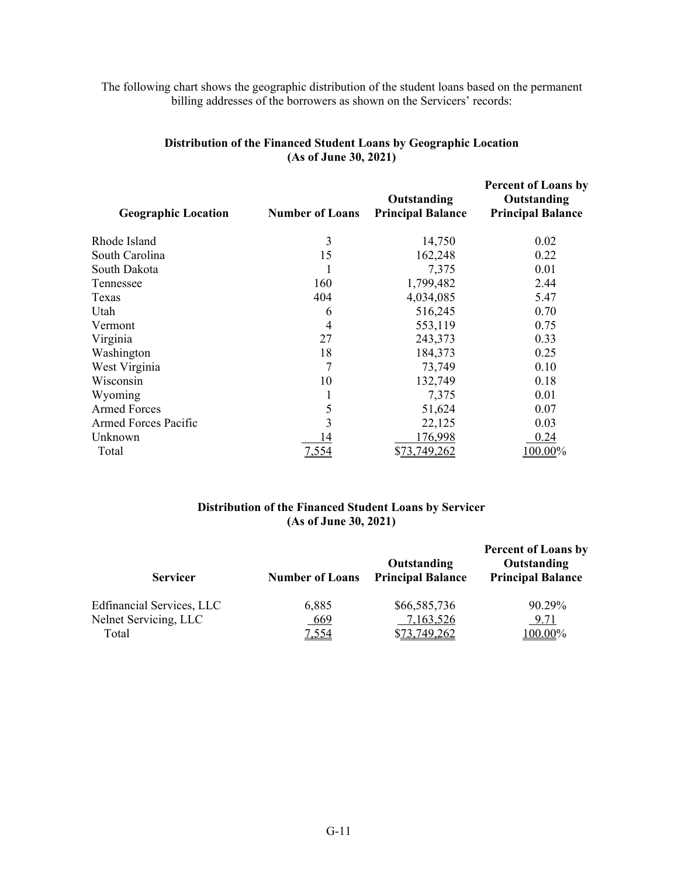The following chart shows the geographic distribution of the student loans based on the permanent billing addresses of the borrowers as shown on the Servicers' records:

**Distribution of the Financed Student Loans by Geographic Location (As of June 30, 2021)**

| Geographic Location | Number of Loans | Outstanding Principal Balance | Percent of Loans by Outstanding Principal Balance |
|---|---|---|---|
| Rhode Island | 3 | 14,750 | 0.02 |
| South Carolina | 15 | 162,248 | 0.22 |
| South Dakota | 1 | 7,375 | 0.01 |
| Tennessee | 160 | 1,799,482 | 2.44 |
| Texas | 404 | 4,034,085 | 5.47 |
| Utah | 6 | 516,245 | 0.70 |
| Vermont | 4 | 553,119 | 0.75 |
| Virginia | 27 | 243,373 | 0.33 |
| Washington | 18 | 184,373 | 0.25 |
| West Virginia | 7 | 73,749 | 0.10 |
| Wisconsin | 10 | 132,749 | 0.18 |
| Wyoming | 1 | 7,375 | 0.01 |
| Armed Forces | 5 | 51,624 | 0.07 |
| Armed Forces Pacific | 3 | 22,125 | 0.03 |
| Unknown | 14 | 176,998 | 0.24 |
| Total | 7,554 | $73,749,262 | 100.00% |

**Distribution of the Financed Student Loans by Servicer (As of June 30, 2021)**

| Servicer | Number of Loans | Outstanding Principal Balance | Percent of Loans by Outstanding Principal Balance |
|---|---|---|---|
| Edfinancial Services, LLC | 6,885 | $66,585,736 | 90.29% |
| Nelnet Servicing, LLC | 669 | 7,163,526 | 9.71 |
| Total | 7,554 | $73,749,262 | 100.00% |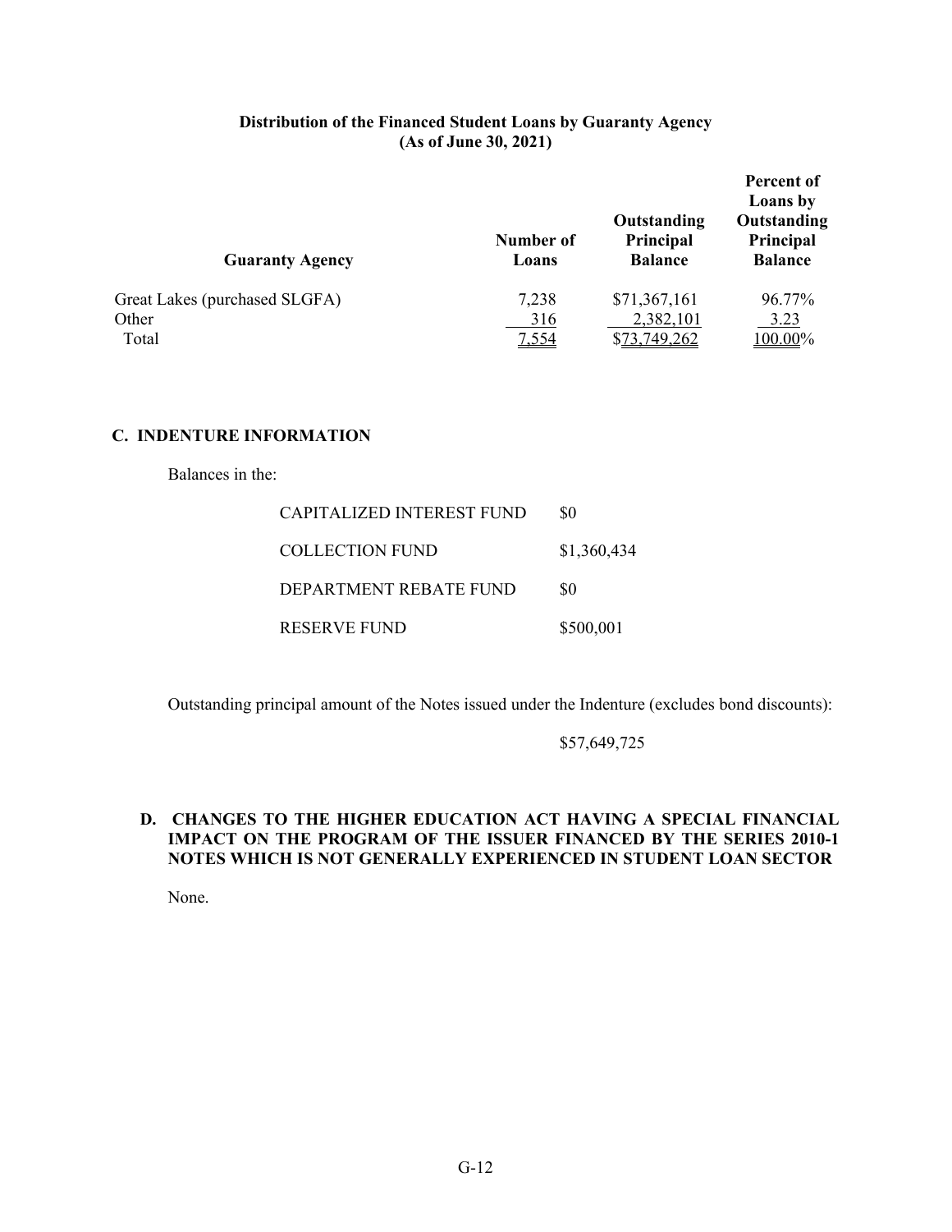**Distribution of the Financed Student Loans by Guaranty Agency**
**(As of June 30, 2021)**

| Guaranty Agency | Number of Loans | Outstanding Principal Balance | Percent of Loans by Outstanding Principal Balance |
|---|---|---|---|
| Great Lakes (purchased SLGFA) | 7,238 | $71,367,161 | 96.77% |
| Other | 316 | 2,382,101 | 3.23 |
| Total | 7,554 | $73,749,262 | 100.00% |

## C. INDENTURE INFORMATION

Balances in the:

| | |
|---|---|
| CAPITALIZED INTEREST FUND | $0 |
| COLLECTION FUND | $1,360,434 |
| DEPARTMENT REBATE FUND | $0 |
| RESERVE FUND | $500,001 |

Outstanding principal amount of the Notes issued under the Indenture (excludes bond discounts):

$57,649,725

## D. CHANGES TO THE HIGHER EDUCATION ACT HAVING A SPECIAL FINANCIAL IMPACT ON THE PROGRAM OF THE ISSUER FINANCED BY THE SERIES 2010-1 NOTES WHICH IS NOT GENERALLY EXPERIENCED IN STUDENT LOAN SECTOR

None.